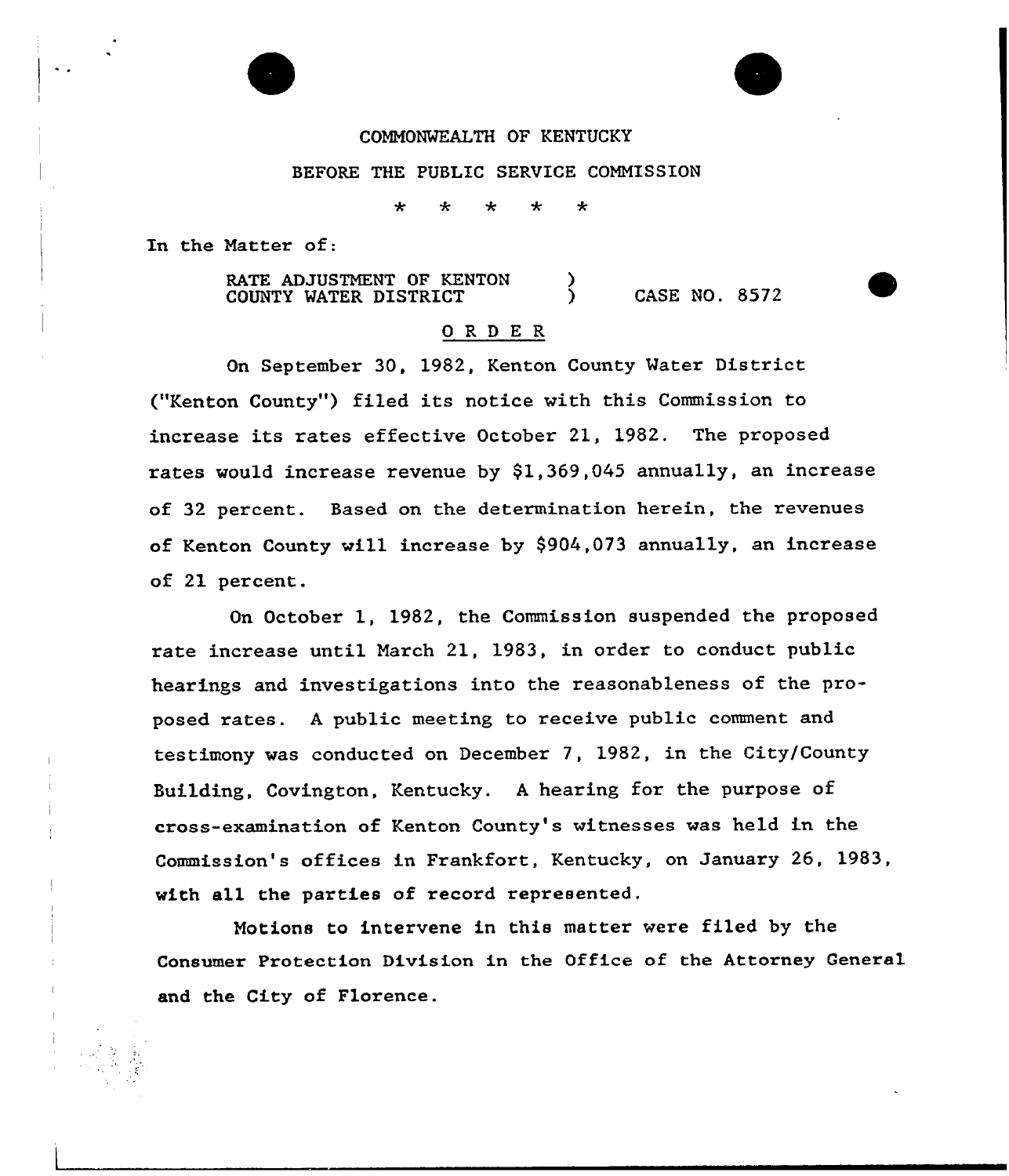COMMONWEALTH OF KENTUCKY

BEFORE THE PUBLIC SERVICE COMMISSION

\* \* \* \* \*

In the Matter of:

RATE ADJUSTMENT OF KENTON COUNTY WATER DISTRICT ) CASE NO. 8572

ORDER

On September 30, 1982, Kenton County Water District ("Kenton County") filed its notice with this Commission to increase its rates effective October 21, 1982. The proposed rates would increase revenue by $1,369,045 annually, an increase of 32 percent. Based on the determination herein, the revenues of Kenton County will increase by $904,073 annually, an increase of 21 percent.

On October 1, 1982, the Commission suspended the proposed rate increase until March 21, 1983, in order to conduct public hearings and investigations into the reasonableness of the proposed rates. A public meeting to receive public comment and testimony was conducted on December 7, 1982, in the City/County Building, Covington, Kentucky. A hearing for the purpose of cross-examination of Kenton County's witnesses was held in the Commission's offices in Frankfort, Kentucky, on January 26, 1983, with all the parties of record represented.

Motions to intervene in this matter were filed by the Consumer Protection Division in the Office of the Attorney General and the City of Florence.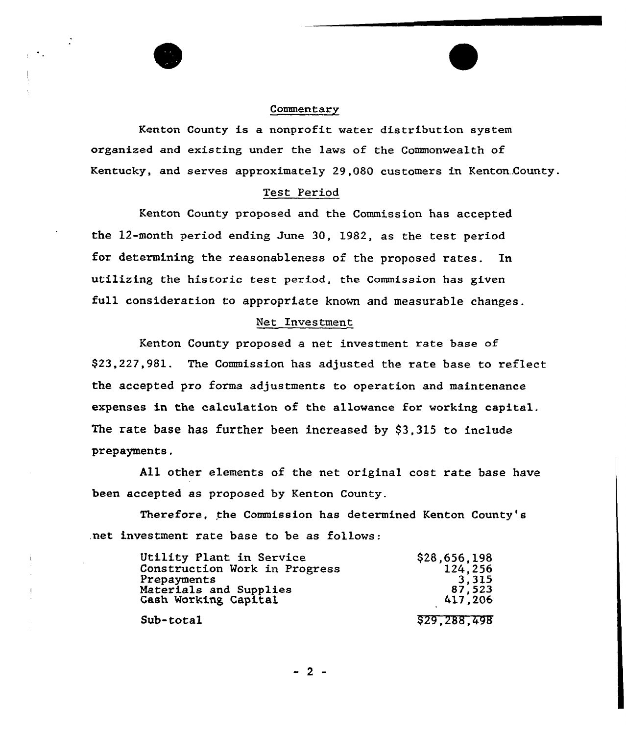## Commentary

Kenton County is a nonprofit water distribution system organized and existing under the laws of the Commonwealth of Kentucky, and serves approximately 29,080 customers in Kenton County.

## Test Period

Kenton County proposed and the Commission has accepted the 12-month period ending June 30, 1982, as the test period for determining the reasonableness of the proposed rates. In utilizing the historic test period, the Commission has given full consideration to appropriate known and measurable changes.

## Net Investment

Kenton County proposed a net investment rate base of $23,227,981. The Commission has adjusted the rate base to reflect the accepted pro forma adjustments to operation and maintenance expenses in the calculation of the allowance for working capital. The rate base has further been increased by $3,315 to include prepayments.

All other elements of the net original cost rate base have been accepted as proposed by Kenton County.

Therefore, the Commission has determined Kenton County's net investment rate base to be as follows:

| | |
|---|---|
| Utility Plant in Service | $28,656,198 |
| Construction Work in Progress | 124,256 |
| Prepayments | 3,315 |
| Materials and Supplies | 87,523 |
| Cash Working Capital | 417,206 |
| Sub-total | $29,288,498 |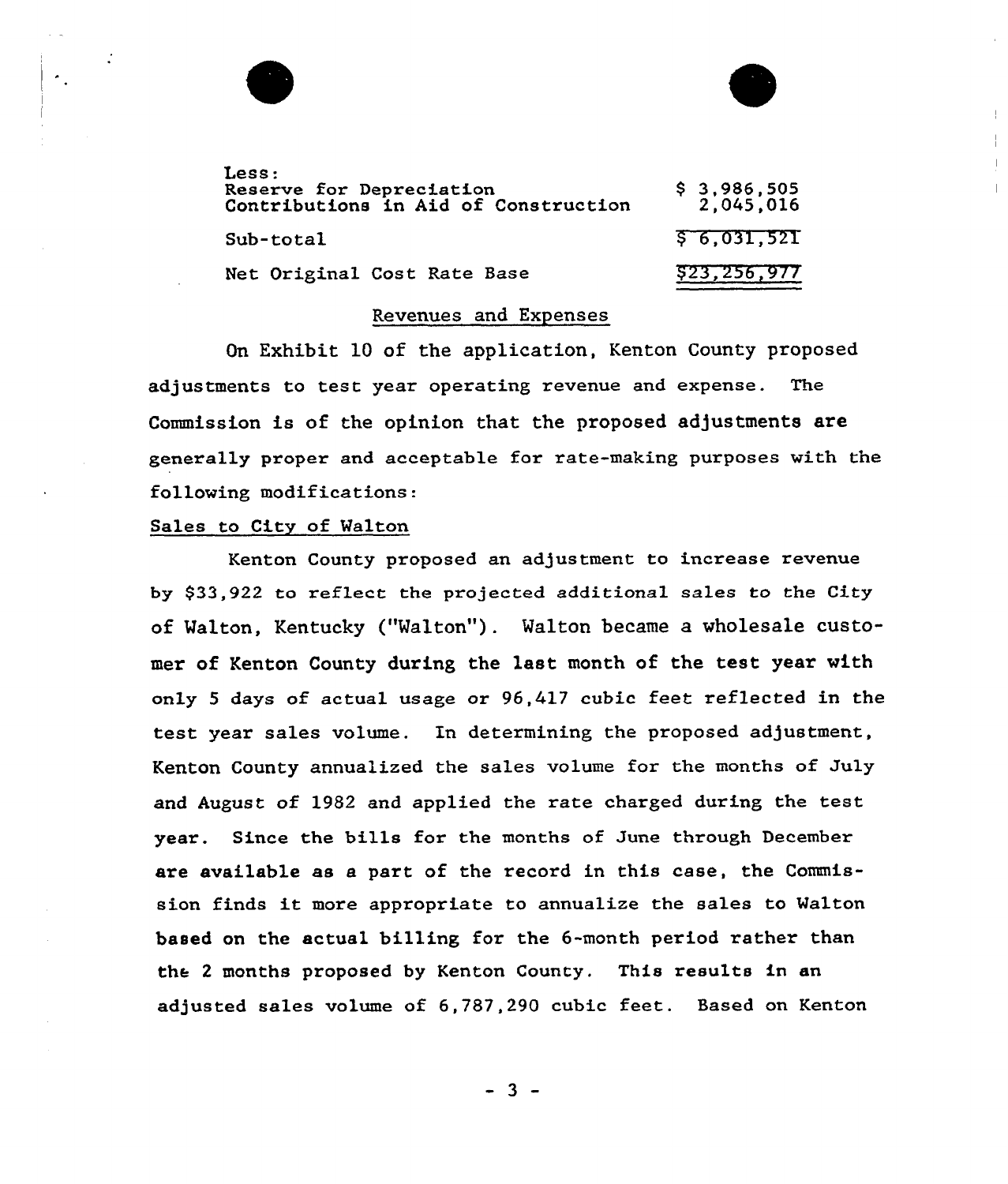| Less: | |
|---|---|
| Reserve for Depreciation | $ 3,986,505 |
| Contributions in Aid of Construction | 2,045,016 |
| Sub-total | $ 6,031,521 |
| Net Original Cost Rate Base | $23,256,977 |

## Revenues and Expenses

On Exhibit 10 of the application, Kenton County proposed adjustments to test year operating revenue and expense. The Commission is of the opinion that the proposed adjustments are generally proper and acceptable for rate-making purposes with the following modifications:

### Sales to City of Walton

Kenton County proposed an adjustment to increase revenue by $33,922 to reflect the projected additional sales to the City of Walton, Kentucky ("Walton"). Walton became a wholesale customer of Kenton County during the last month of the test year with only 5 days of actual usage or 96,417 cubic feet reflected in the test year sales volume. In determining the proposed adjustment, Kenton County annualized the sales volume for the months of July and August of 1982 and applied the rate charged during the test year. Since the bills for the months of June through December are available as a part of the record in this case, the Commission finds it more appropriate to annualize the sales to Walton based on the actual billing for the 6-month period rather than the 2 months proposed by Kenton County. This results in an adjusted sales volume of 6,787,290 cubic feet. Based on Kenton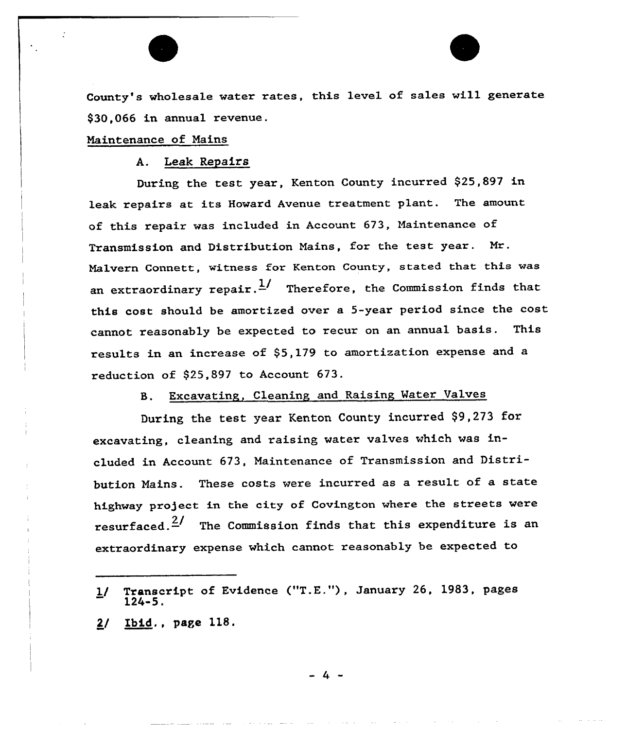County's wholesale water rates, this level of sales will generate $30,066 in annual revenue.

Maintenance of Mains

A. Leak Repairs

During the test year, Kenton County incurred $25,897 in leak repairs at its Howard Avenue treatment plant. The amount of this repair was included in Account 673, Maintenance of Transmission and Distribution Mains, for the test year. Mr. Malvern Connett, witness for Kenton County, stated that this was an extraordinary repair.[1/] Therefore, the Commission finds that this cost should be amortized over a 5-year period since the cost cannot reasonably be expected to recur on an annual basis. This results in an increase of $5,179 to amortization expense and a reduction of $25,897 to Account 673.

B. Excavating, Cleaning and Raising Water Valves

During the test year Kenton County incurred $9,273 for excavating, cleaning and raising water valves which was included in Account 673, Maintenance of Transmission and Distribution Mains. These costs were incurred as a result of a state highway project in the city of Covington where the streets were resurfaced.[2/] The Commission finds that this expenditure is an extraordinary expense which cannot reasonably be expected to

---

1/ Transcript of Evidence ("T.E."), January 26, 1983, pages 124-5.

2/ Ibid., page 118.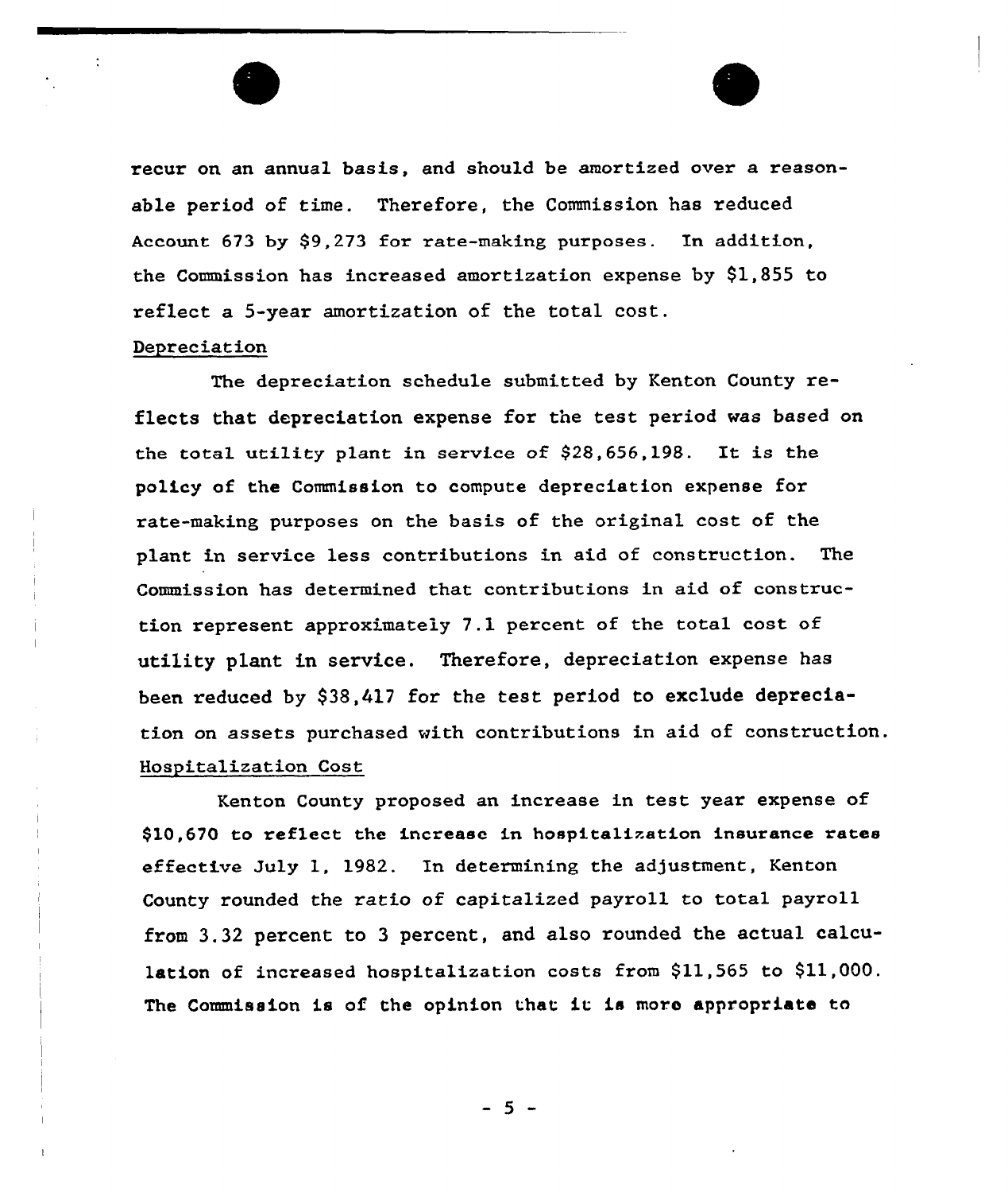recur on an annual basis, and should be amortized over a reasonable period of time. Therefore, the Commission has reduced Account 673 by $9,273 for rate-making purposes. In addition, the Commission has increased amortization expense by $1,855 to reflect a 5-year amortization of the total cost.

## Depreciation

The depreciation schedule submitted by Kenton County reflects that depreciation expense for the test period was based on the total utility plant in service of $28,656,198. It is the policy of the Commission to compute depreciation expense for rate-making purposes on the basis of the original cost of the plant in service less contributions in aid of construction. The Commission has determined that contributions in aid of construction represent approximately 7.1 percent of the total cost of utility plant in service. Therefore, depreciation expense has been reduced by $38,417 for the test period to exclude depreciation on assets purchased with contributions in aid of construction.

## Hospitalization Cost

Kenton County proposed an increase in test year expense of $10,670 to reflect the increase in hospitalization insurance rates effective July 1, 1982. In determining the adjustment, Kenton County rounded the ratio of capitalized payroll to total payroll from 3.32 percent to 3 percent, and also rounded the actual calculation of increased hospitalization costs from $11,565 to $11,000. The Commission is of the opinion that it is more appropriate to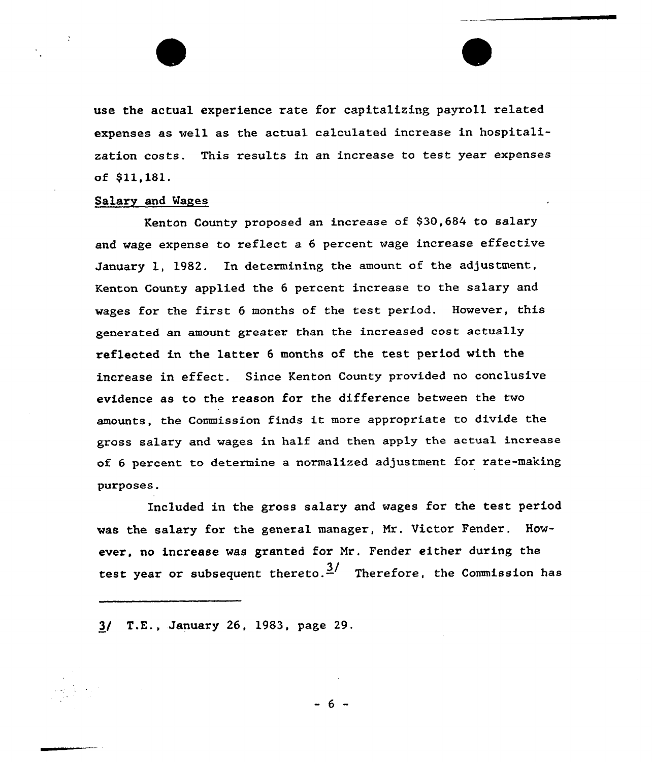use the actual experience rate for capitalizing payroll related expenses as well as the actual calculated increase in hospitalization costs. This results in an increase to test year expenses of $11,181.

Salary and Wages

Kenton County proposed an increase of $30,684 to salary and wage expense to reflect a 6 percent wage increase effective January 1, 1982. In determining the amount of the adjustment, Kenton County applied the 6 percent increase to the salary and wages for the first 6 months of the test period. However, this generated an amount greater than the increased cost actually reflected in the latter 6 months of the test period with the increase in effect. Since Kenton County provided no conclusive evidence as to the reason for the difference between the two amounts, the Commission finds it more appropriate to divide the gross salary and wages in half and then apply the actual increase of 6 percent to determine a normalized adjustment for rate-making purposes.

Included in the gross salary and wages for the test period was the salary for the general manager, Mr. Victor Fender. However, no increase was granted for Mr. Fender either during the test year or subsequent thereto.[3] Therefore, the Commission has

3/ T.E., January 26, 1983, page 29.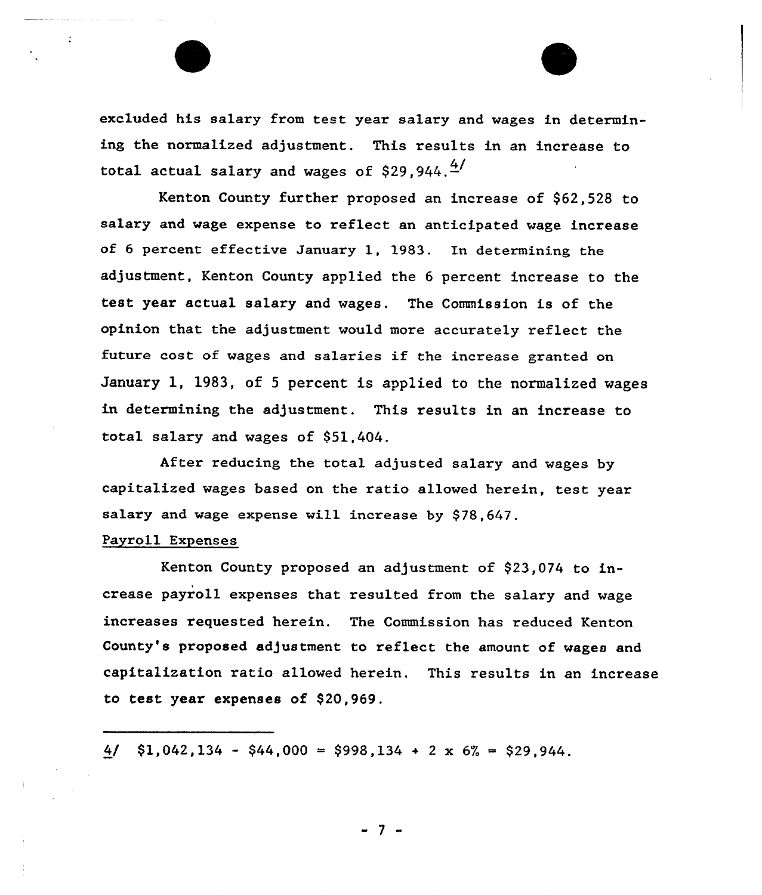excluded his salary from test year salary and wages in determining the normalized adjustment. This results in an increase to total actual salary and wages of $29,944.[4/]

Kenton County further proposed an increase of $62,528 to salary and wage expense to reflect an anticipated wage increase of 6 percent effective January 1, 1983. In determining the adjustment, Kenton County applied the 6 percent increase to the test year actual salary and wages. The Commission is of the opinion that the adjustment would more accurately reflect the future cost of wages and salaries if the increase granted on January 1, 1983, of 5 percent is applied to the normalized wages in determining the adjustment. This results in an increase to total salary and wages of $51,404.

After reducing the total adjusted salary and wages by capitalized wages based on the ratio allowed herein, test year salary and wage expense will increase by $78,647.

Payroll Expenses

Kenton County proposed an adjustment of $23,074 to increase payroll expenses that resulted from the salary and wage increases requested herein. The Commission has reduced Kenton County's proposed adjustment to reflect the amount of wages and capitalization ratio allowed herein. This results in an increase to test year expenses of $20,969.

---

4/ $1,042,134 - $44,000 = $998,134 + 2 x 6% = $29,944.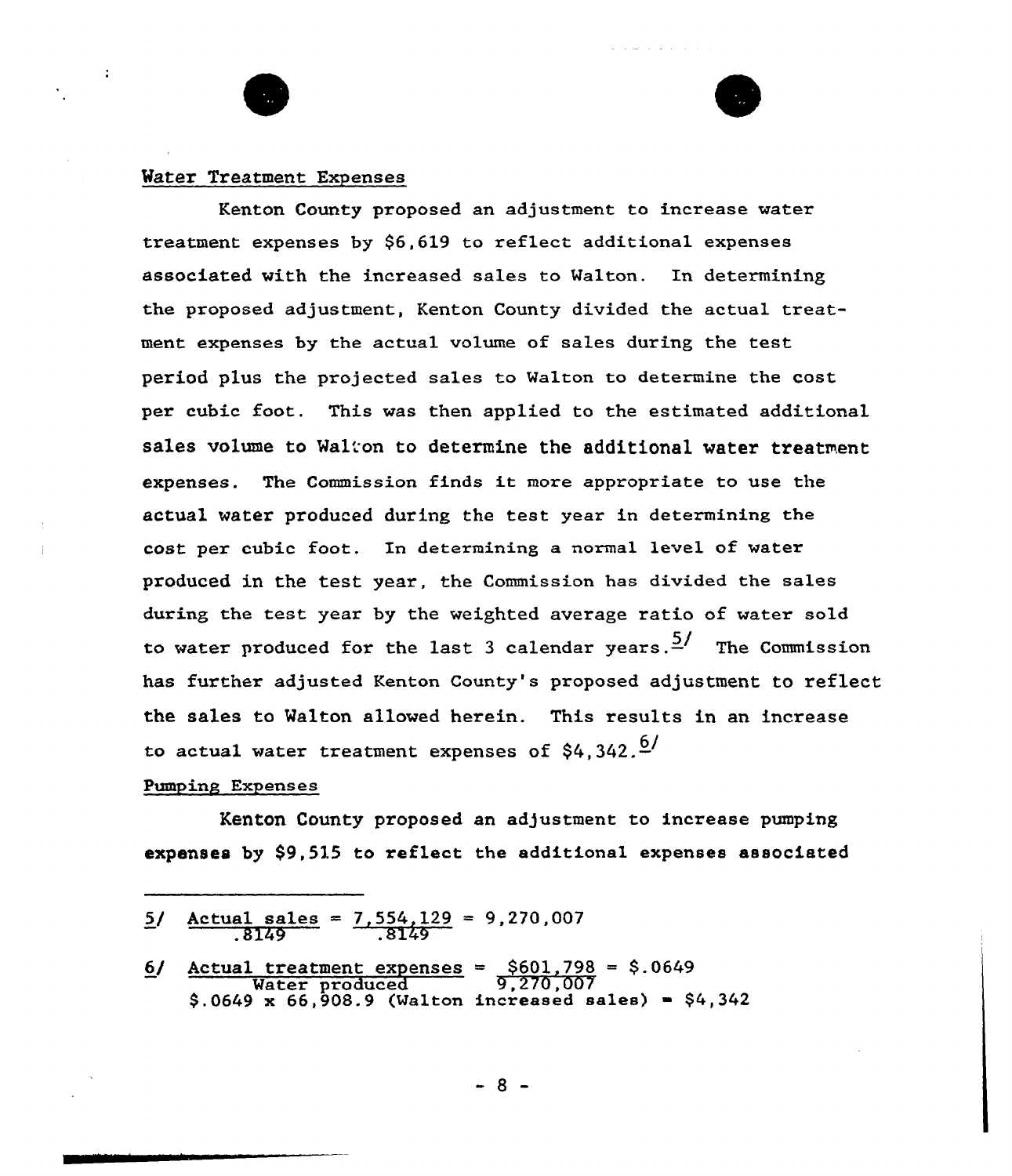Water Treatment Expenses

Kenton County proposed an adjustment to increase water treatment expenses by $6,619 to reflect additional expenses associated with the increased sales to Walton. In determining the proposed adjustment, Kenton County divided the actual treatment expenses by the actual volume of sales during the test period plus the projected sales to Walton to determine the cost per cubic foot. This was then applied to the estimated additional sales volume to Walton to determine the additional water treatment expenses. The Commission finds it more appropriate to use the actual water produced during the test year in determining the cost per cubic foot. In determining a normal level of water produced in the test year, the Commission has divided the sales during the test year by the weighted average ratio of water sold to water produced for the last 3 calendar years.[5] The Commission has further adjusted Kenton County's proposed adjustment to reflect the sales to Walton allowed herein. This results in an increase to actual water treatment expenses of $4,342.[6]

Pumping Expenses

Kenton County proposed an adjustment to increase pumping expenses by $9,515 to reflect the additional expenses associated

---

5/ $\frac{\text{Actual sales}}{.8149} = \frac{7,554,129}{.8149} = 9,270,007$

6/ $\frac{\text{Actual treatment expenses}}{\text{Water produced}} = \frac{\$601,798}{9,270,007} = \$.0649$
$.0649 x 66,908.9 (Walton increased sales) = $4,342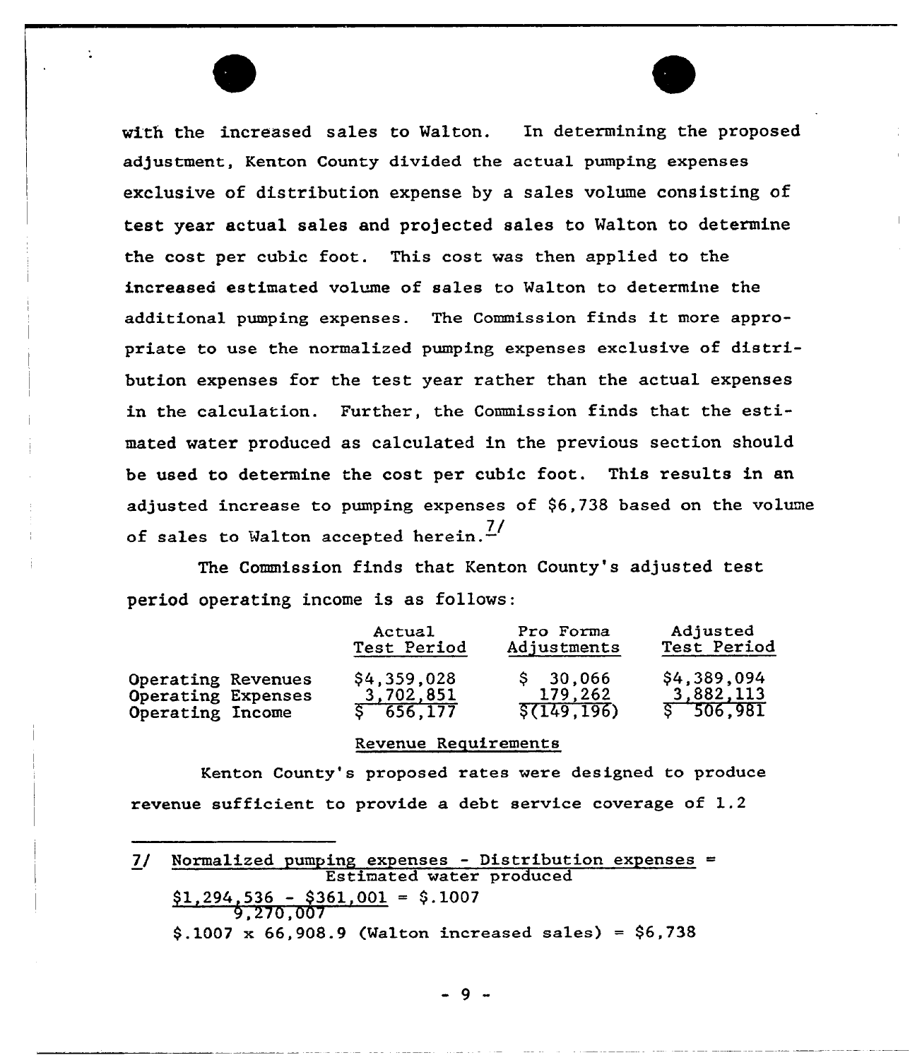with the increased sales to Walton. In determining the proposed adjustment, Kenton County divided the actual pumping expenses exclusive of distribution expense by a sales volume consisting of test year actual sales and projected sales to Walton to determine the cost per cubic foot. This cost was then applied to the increased estimated volume of sales to Walton to determine the additional pumping expenses. The Commission finds it more appropriate to use the normalized pumping expenses exclusive of distribution expenses for the test year rather than the actual expenses in the calculation. Further, the Commission finds that the estimated water produced as calculated in the previous section should be used to determine the cost per cubic foot. This results in an adjusted increase to pumping expenses of $6,738 based on the volume of sales to Walton accepted herein.[7]

The Commission finds that Kenton County's adjusted test period operating income is as follows:

| | Actual Test Period | Pro Forma Adjustments | Adjusted Test Period |
|---|---|---|---|
| Operating Revenues | $4,359,028 | $ 30,066 | $4,389,094 |
| Operating Expenses | 3,702,851 | 179,262 | 3,882,113 |
| Operating Income | $ 656,177 | $(149,196) | $ 506,981 |

## Revenue Requirements

Kenton County's proposed rates were designed to produce revenue sufficient to provide a debt service coverage of 1.2

---

7/ $\frac{\text{Normalized pumping expenses - Distribution expenses}}{\text{Estimated water produced}} =$

$\frac{\$1,294,536 - \$361,001}{9,270,007} = \$.1007$

$.1007 x 66,908.9 (Walton increased sales) = $6,738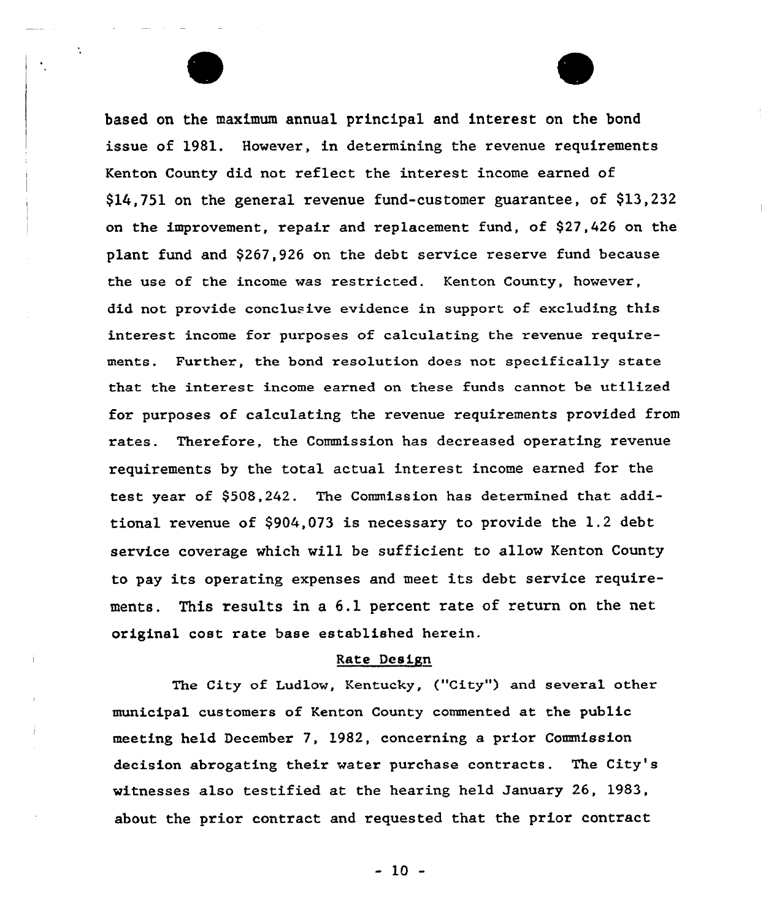based on the maximum annual principal and interest on the bond issue of 1981. However, in determining the revenue requirements Kenton County did not reflect the interest income earned of $14,751 on the general revenue fund-customer guarantee, of $13,232 on the improvement, repair and replacement fund, of $27,426 on the plant fund and $267,926 on the debt service reserve fund because the use of the income was restricted. Kenton County, however, did not provide conclusive evidence in support of excluding this interest income for purposes of calculating the revenue requirements. Further, the bond resolution does not specifically state that the interest income earned on these funds cannot be utilized for purposes of calculating the revenue requirements provided from rates. Therefore, the Commission has decreased operating revenue requirements by the total actual interest income earned for the test year of $508,242. The Commission has determined that additional revenue of $904,073 is necessary to provide the 1.2 debt service coverage which will be sufficient to allow Kenton County to pay its operating expenses and meet its debt service requirements. This results in a 6.1 percent rate of return on the net original cost rate base established herein.

## Rate Design

The City of Ludlow, Kentucky, ("City") and several other municipal customers of Kenton County commented at the public meeting held December 7, 1982, concerning a prior Commission decision abrogating their water purchase contracts. The City's witnesses also testified at the hearing held January 26, 1983, about the prior contract and requested that the prior contract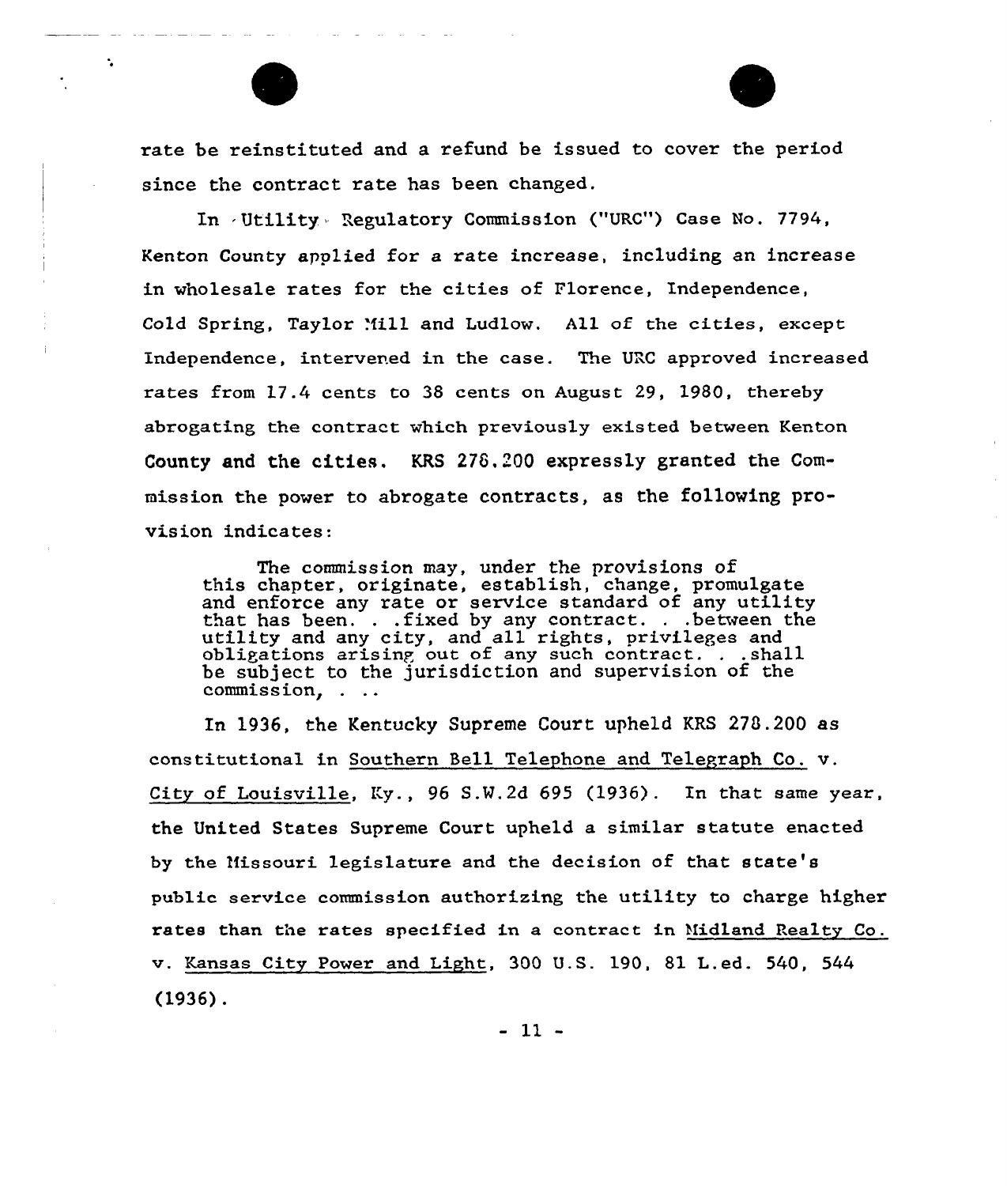rate be reinstituted and a refund be issued to cover the period since the contract rate has been changed.

In Utility Regulatory Commission ("URC") Case No. 7794, Kenton County applied for a rate increase, including an increase in wholesale rates for the cities of Florence, Independence, Cold Spring, Taylor Mill and Ludlow. All of the cities, except Independence, intervened in the case. The URC approved increased rates from 17.4 cents to 38 cents on August 29, 1980, thereby abrogating the contract which previously existed between Kenton County and the cities. KRS 278.200 expressly granted the Commission the power to abrogate contracts, as the following provision indicates:

> The commission may, under the provisions of this chapter, originate, establish, change, promulgate and enforce any rate or service standard of any utility that has been. . .fixed by any contract. . .between the utility and any city, and all rights, privileges and obligations arising out of any such contract. . .shall be subject to the jurisdiction and supervision of the commission, . ..

In 1936, the Kentucky Supreme Court upheld KRS 278.200 as constitutional in Southern Bell Telephone and Telegraph Co. v. City of Louisville, Ky., 96 S.W.2d 695 (1936). In that same year, the United States Supreme Court upheld a similar statute enacted by the Missouri legislature and the decision of that state's public service commission authorizing the utility to charge higher rates than the rates specified in a contract in Midland Realty Co. v. Kansas City Power and Light, 300 U.S. 190, 81 L.ed. 540, 544 (1936).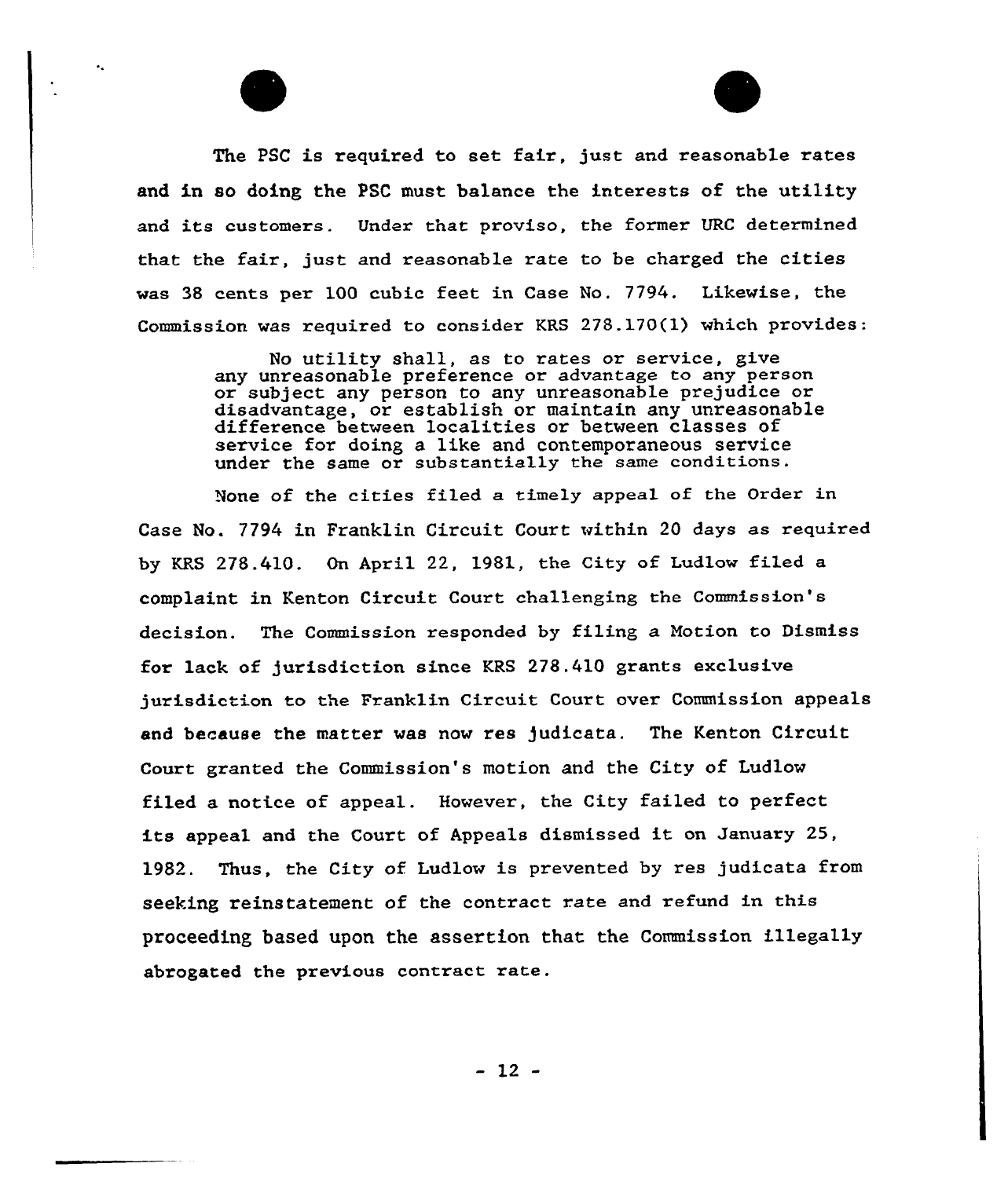The PSC is required to set fair, just and reasonable rates and in so doing the PSC must balance the interests of the utility and its customers. Under that proviso, the former URC determined that the fair, just and reasonable rate to be charged the cities was 38 cents per 100 cubic feet in Case No. 7794. Likewise, the Commission was required to consider KRS 278.170(1) which provides:

> No utility shall, as to rates or service, give any unreasonable preference or advantage to any person or subject any person to any unreasonable prejudice or disadvantage, or establish or maintain any unreasonable difference between localities or between classes of service for doing a like and contemporaneous service under the same or substantially the same conditions.

None of the cities filed a timely appeal of the Order in Case No. 7794 in Franklin Circuit Court within 20 days as required by KRS 278.410. On April 22, 1981, the City of Ludlow filed a complaint in Kenton Circuit Court challenging the Commission's decision. The Commission responded by filing a Motion to Dismiss for lack of jurisdiction since KRS 278.410 grants exclusive jurisdiction to the Franklin Circuit Court over Commission appeals and because the matter was now res judicata. The Kenton Circuit Court granted the Commission's motion and the City of Ludlow filed a notice of appeal. However, the City failed to perfect its appeal and the Court of Appeals dismissed it on January 25, 1982. Thus, the City of Ludlow is prevented by res judicata from seeking reinstatement of the contract rate and refund in this proceeding based upon the assertion that the Commission illegally abrogated the previous contract rate.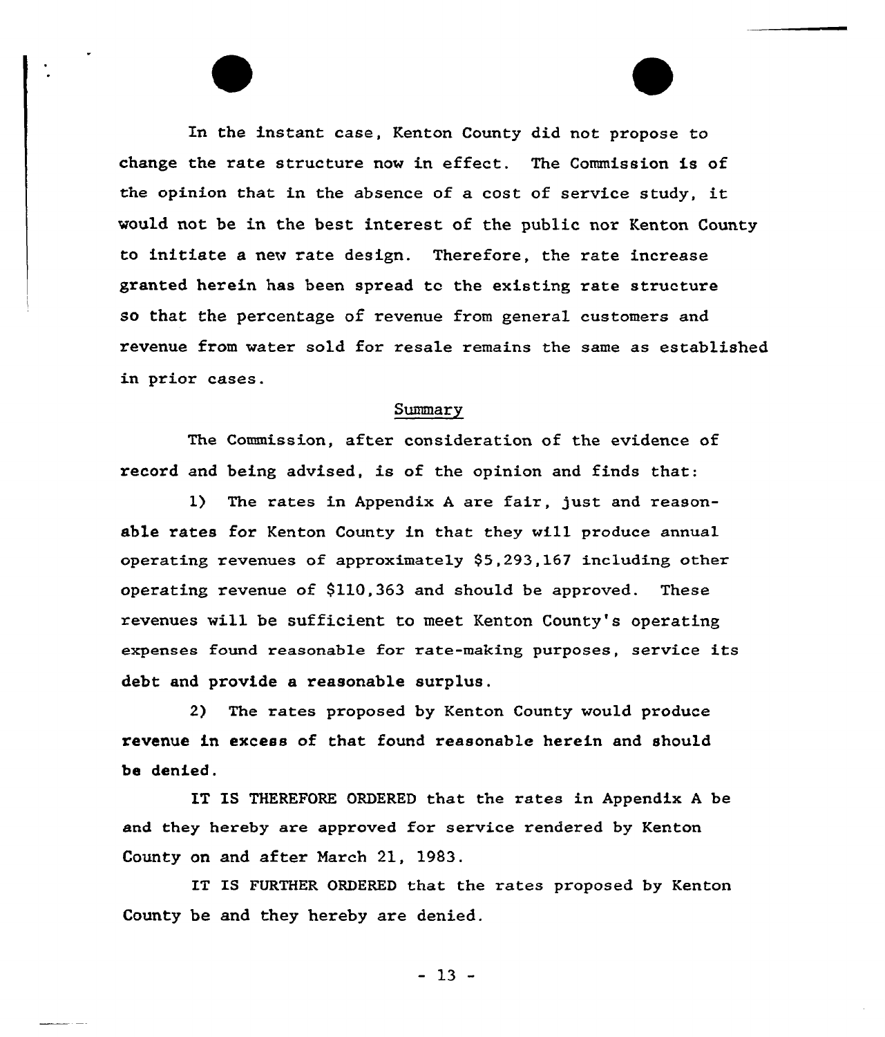In the instant case, Kenton County did not propose to change the rate structure now in effect. The Commission is of the opinion that in the absence of a cost of service study, it would not be in the best interest of the public nor Kenton County to initiate a new rate design. Therefore, the rate increase granted herein has been spread to the existing rate structure so that the percentage of revenue from general customers and revenue from water sold for resale remains the same as established in prior cases.

## Summary

The Commission, after consideration of the evidence of record and being advised, is of the opinion and finds that:

1) The rates in Appendix A are fair, just and reasonable rates for Kenton County in that they will produce annual operating revenues of approximately $5,293,167 including other operating revenue of $110,363 and should be approved. These revenues will be sufficient to meet Kenton County's operating expenses found reasonable for rate-making purposes, service its debt and provide a reasonable surplus.

2) The rates proposed by Kenton County would produce revenue in excess of that found reasonable herein and should be denied.

IT IS THEREFORE ORDERED that the rates in Appendix A be and they hereby are approved for service rendered by Kenton County on and after March 21, 1983.

IT IS FURTHER ORDERED that the rates proposed by Kenton County be and they hereby are denied.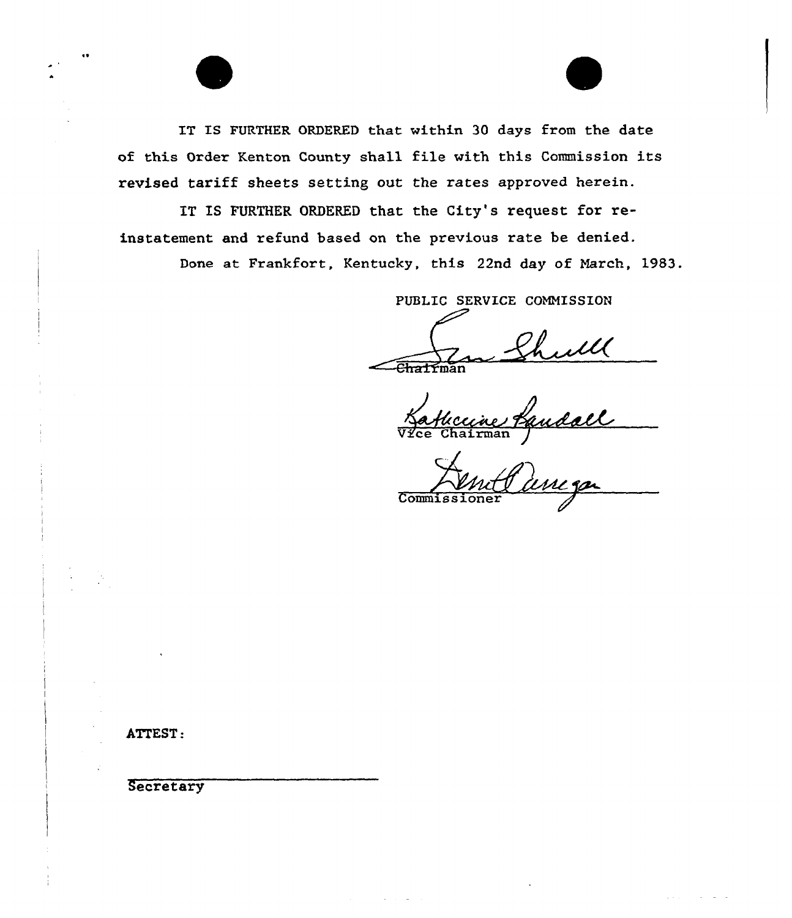IT IS FURTHER ORDERED that within 30 days from the date of this Order Kenton County shall file with this Commission its revised tariff sheets setting out the rates approved herein.

IT IS FURTHER ORDERED that the City's request for reinstatement and refund based on the previous rate be denied.

Done at Frankfort, Kentucky, this 22nd day of March, 1983.

PUBLIC SERVICE COMMISSION

Chairman

Vice Chairman

Commissioner

ATTEST:

Secretary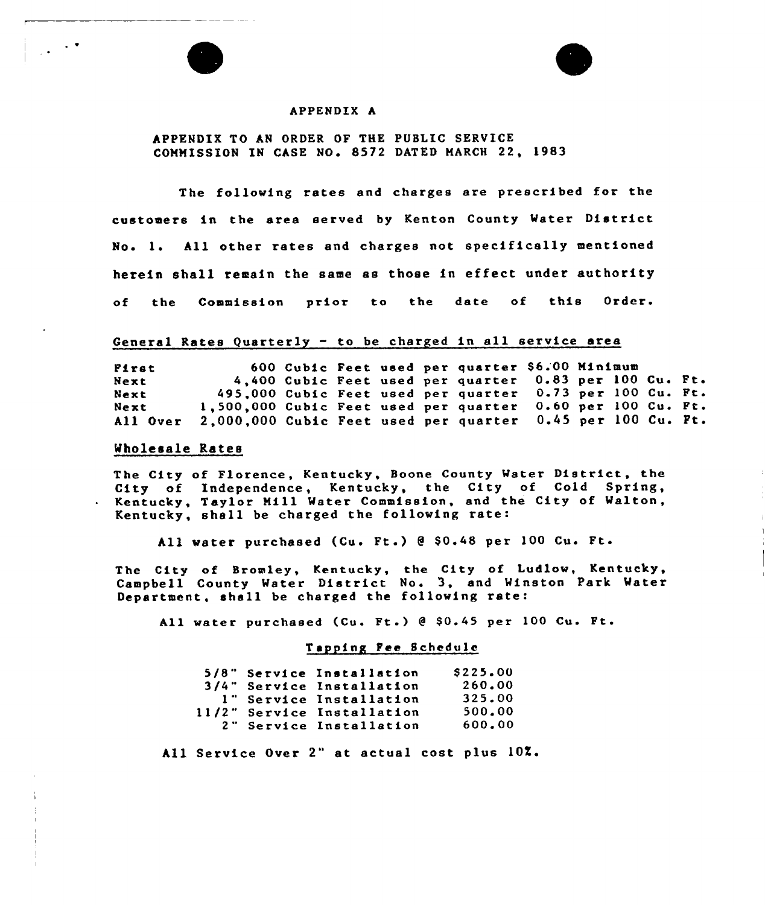# APPENDIX A

APPENDIX TO AN ORDER OF THE PUBLIC SERVICE COMMISSION IN CASE NO. 8572 DATED MARCH 22, 1983

The following rates and charges are prescribed for the customers in the area served by Kenton County Water District No. 1. All other rates and charges not specifically mentioned herein shall remain the same as those in effect under authority of the Commission prior to the date of this Order.

## General Rates Quarterly - to be charged in all service area

| | | | |
|---|---|---|---|
| First | 600 | Cubic Feet used per quarter | $6.00 Minimum |
| Next | 4,400 | Cubic Feet used per quarter | 0.83 per 100 Cu. Ft. |
| Next | 495,000 | Cubic Feet used per quarter | 0.73 per 100 Cu. Ft. |
| Next | 1,500,000 | Cubic Feet used per quarter | 0.60 per 100 Cu. Ft. |
| All Over | 2,000,000 | Cubic Feet used per quarter | 0.45 per 100 Cu. Ft. |

## Wholesale Rates

The City of Florence, Kentucky, Boone County Water District, the City of Independence, Kentucky, the City of Cold Spring, Kentucky, Taylor Mill Water Commission, and the City of Walton, Kentucky, shall be charged the following rate:

All water purchased (Cu. Ft.) @ $0.48 per 100 Cu. Ft.

The City of Bromley, Kentucky, the City of Ludlow, Kentucky, Campbell County Water District No. 3, and Winston Park Water Department, shall be charged the following rate:

All water purchased (Cu. Ft.) @ $0.45 per 100 Cu. Ft.

### Tapping Fee Schedule

| | |
|---|---|
| 5/8" Service Installation | $225.00 |
| 3/4" Service Installation | 260.00 |
| 1" Service Installation | 325.00 |
| 11/2" Service Installation | 500.00 |
| 2" Service Installation | 600.00 |

All Service Over 2" at actual cost plus 10%.